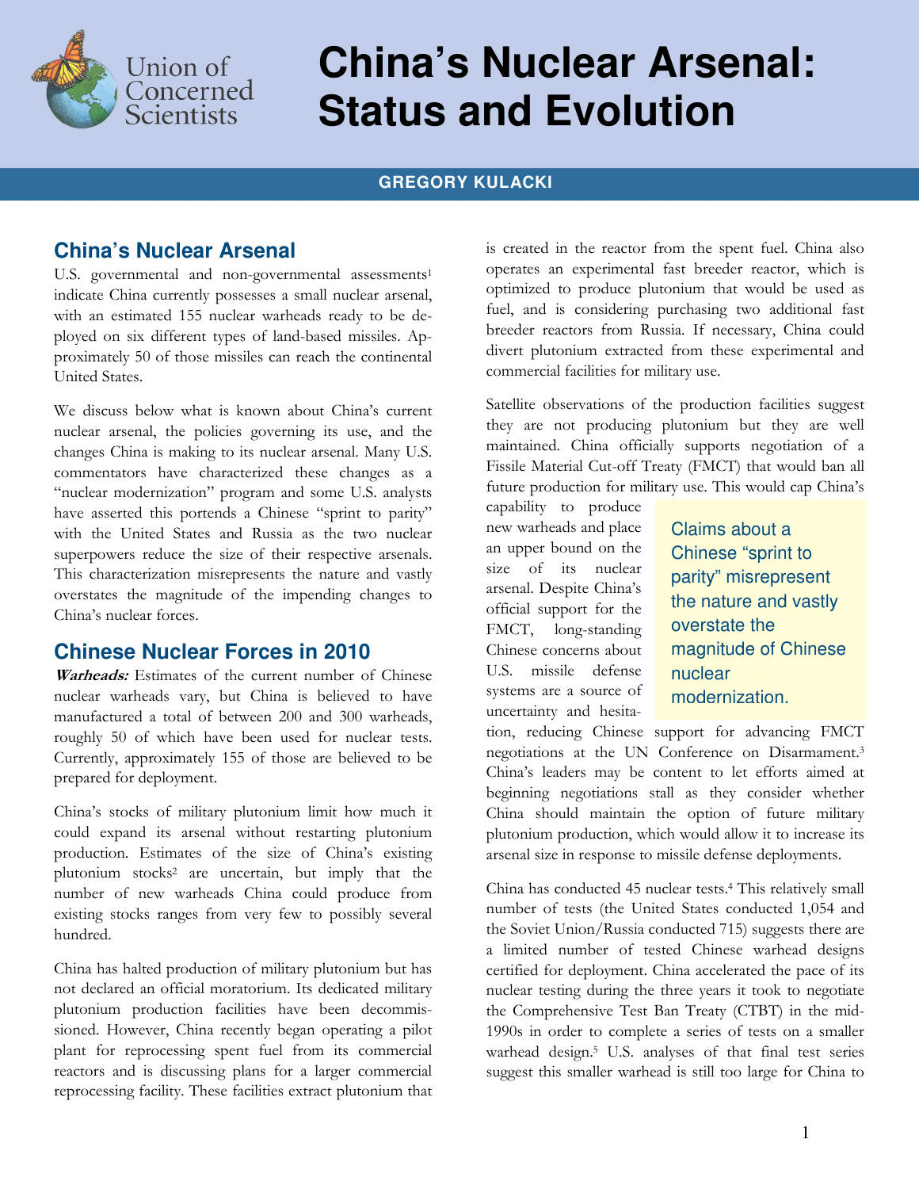# China's Nuclear Arsenal: Status and Evolution

**GREGORY KULACKI**

## China's Nuclear Arsenal

U.S. governmental and non-governmental assessments[1] indicate China currently possesses a small nuclear arsenal, with an estimated 155 nuclear warheads ready to be deployed on six different types of land-based missiles. Approximately 50 of those missiles can reach the continental United States.

We discuss below what is known about China's current nuclear arsenal, the policies governing its use, and the changes China is making to its nuclear arsenal. Many U.S. commentators have characterized these changes as a "nuclear modernization" program and some U.S. analysts have asserted this portends a Chinese "sprint to parity" with the United States and Russia as the two nuclear superpowers reduce the size of their respective arsenals. This characterization misrepresents the nature and vastly overstates the magnitude of the impending changes to China's nuclear forces.

## Chinese Nuclear Forces in 2010

***Warheads:*** Estimates of the current number of Chinese nuclear warheads vary, but China is believed to have manufactured a total of between 200 and 300 warheads, roughly 50 of which have been used for nuclear tests. Currently, approximately 155 of those are believed to be prepared for deployment.

China's stocks of military plutonium limit how much it could expand its arsenal without restarting plutonium production. Estimates of the size of China's existing plutonium stocks[2] are uncertain, but imply that the number of new warheads China could produce from existing stocks ranges from very few to possibly several hundred.

China has halted production of military plutonium but has not declared an official moratorium. Its dedicated military plutonium production facilities have been decommissioned. However, China recently began operating a pilot plant for reprocessing spent fuel from its commercial reactors and is discussing plans for a larger commercial reprocessing facility. These facilities extract plutonium that is created in the reactor from the spent fuel. China also operates an experimental fast breeder reactor, which is optimized to produce plutonium that would be used as fuel, and is considering purchasing two additional fast breeder reactors from Russia. If necessary, China could divert plutonium extracted from these experimental and commercial facilities for military use.

Satellite observations of the production facilities suggest they are not producing plutonium but they are well maintained. China officially supports negotiation of a Fissile Material Cut-off Treaty (FMCT) that would ban all future production for military use. This would cap China's capability to produce new warheads and place an upper bound on the size of its nuclear arsenal. Despite China's official support for the FMCT, long-standing Chinese concerns about U.S. missile defense systems are a source of uncertainty and hesitation, reducing Chinese support for advancing FMCT negotiations at the UN Conference on Disarmament.[3] China's leaders may be content to let efforts aimed at beginning negotiations stall as they consider whether China should maintain the option of future military plutonium production, which would allow it to increase its arsenal size in response to missile defense deployments.

> Claims about a Chinese "sprint to parity" misrepresent the nature and vastly overstate the magnitude of Chinese nuclear modernization.

China has conducted 45 nuclear tests.[4] This relatively small number of tests (the United States conducted 1,054 and the Soviet Union/Russia conducted 715) suggests there are a limited number of tested Chinese warhead designs certified for deployment. China accelerated the pace of its nuclear testing during the three years it took to negotiate the Comprehensive Test Ban Treaty (CTBT) in the mid-1990s in order to complete a series of tests on a smaller warhead design.[5] U.S. analyses of that final test series suggest this smaller warhead is still too large for China to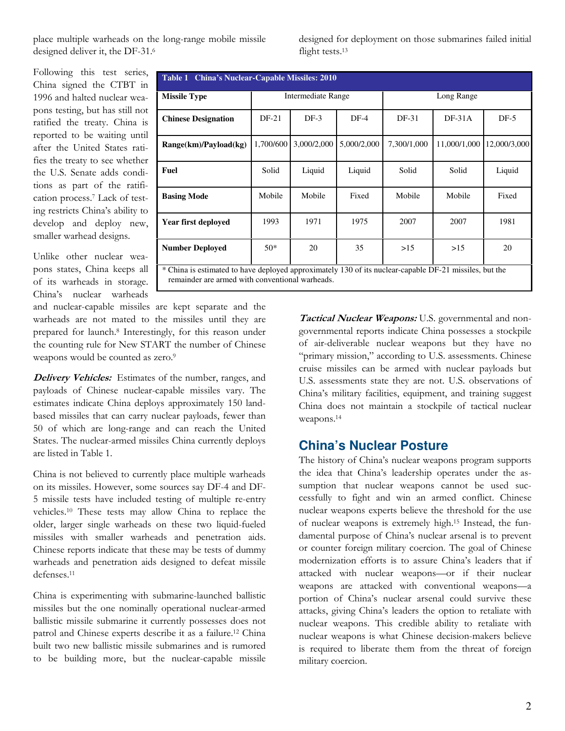place multiple warheads on the long-range mobile missile designed deliver it, the DF-31.[6]

Following this test series, China signed the CTBT in 1996 and halted nuclear weapons testing, but has still not ratified the treaty. China is reported to be waiting until after the United States ratifies the treaty to see whether the U.S. Senate adds conditions as part of the ratification process.[7] Lack of testing restricts China's ability to develop and deploy new, smaller warhead designs.

Unlike other nuclear weapons states, China keeps all of its warheads in storage. China's nuclear warheads and nuclear-capable missiles are kept separate and the warheads are not mated to the missiles until they are prepared for launch.[8] Interestingly, for this reason under the counting rule for New START the number of Chinese weapons would be counted as zero.[9]

**Table 1 China's Nuclear-Capable Missiles: 2010**

| Missile Type | Intermediate Range | | | Long Range | | |
|---|---|---|---|---|---|---|
| **Chinese Designation** | DF-21 | DF-3 | DF-4 | DF-31 | DF-31A | DF-5 |
| **Range(km)/Payload(kg)** | 1,700/600 | 3,000/2,000 | 5,000/2,000 | 7,300/1,000 | 11,000/1,000 | 12,000/3,000 |
| **Fuel** | Solid | Liquid | Liquid | Solid | Solid | Liquid |
| **Basing Mode** | Mobile | Mobile | Fixed | Mobile | Mobile | Fixed |
| **Year first deployed** | 1993 | 1971 | 1975 | 2007 | 2007 | 1981 |
| **Number Deployed** | 50* | 20 | 35 | >15 | >15 | 20 |

\* China is estimated to have deployed approximately 130 of its nuclear-capable DF-21 missiles, but the remainder are armed with conventional warheads.

***Delivery Vehicles:*** Estimates of the number, ranges, and payloads of Chinese nuclear-capable missiles vary. The estimates indicate China deploys approximately 150 land-based missiles that can carry nuclear payloads, fewer than 50 of which are long-range and can reach the United States. The nuclear-armed missiles China currently deploys are listed in Table 1.

China is not believed to currently place multiple warheads on its missiles. However, some sources say DF-4 and DF-5 missile tests have included testing of multiple re-entry vehicles.[10] These tests may allow China to replace the older, larger single warheads on these two liquid-fueled missiles with smaller warheads and penetration aids. Chinese reports indicate that these may be tests of dummy warheads and penetration aids designed to defeat missile defenses.[11]

China is experimenting with submarine-launched ballistic missiles but the one nominally operational nuclear-armed ballistic missile submarine it currently possesses does not patrol and Chinese experts describe it as a failure.[12] China built two new ballistic missile submarines and is rumored to be building more, but the nuclear-capable missile designed for deployment on those submarines failed initial flight tests.[13]

***Tactical Nuclear Weapons:*** U.S. governmental and non-governmental reports indicate China possesses a stockpile of air-deliverable nuclear weapons but they have no "primary mission," according to U.S. assessments. Chinese cruise missiles can be armed with nuclear payloads but U.S. assessments state they are not. U.S. observations of China's military facilities, equipment, and training suggest China does not maintain a stockpile of tactical nuclear weapons.[14]

## China's Nuclear Posture

The history of China's nuclear weapons program supports the idea that China's leadership operates under the assumption that nuclear weapons cannot be used successfully to fight and win an armed conflict. Chinese nuclear weapons experts believe the threshold for the use of nuclear weapons is extremely high.[15] Instead, the fundamental purpose of China's nuclear arsenal is to prevent or counter foreign military coercion. The goal of Chinese modernization efforts is to assure China's leaders that if attacked with nuclear weapons—or if their nuclear weapons are attacked with conventional weapons—a portion of China's nuclear arsenal could survive these attacks, giving China's leaders the option to retaliate with nuclear weapons. This credible ability to retaliate with nuclear weapons is what Chinese decision-makers believe is required to liberate them from the threat of foreign military coercion.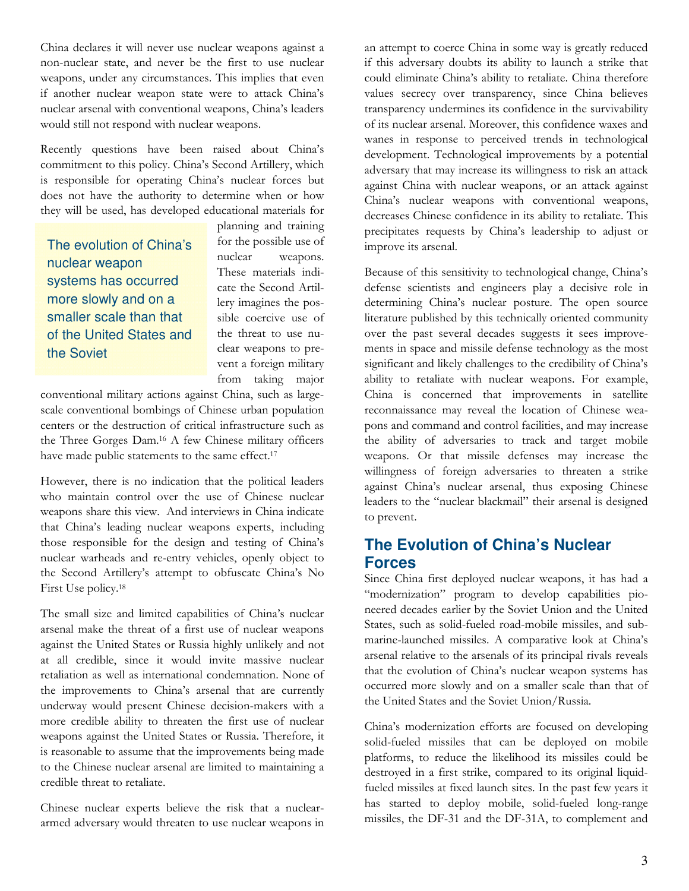China declares it will never use nuclear weapons against a non-nuclear state, and never be the first to use nuclear weapons, under any circumstances. This implies that even if another nuclear weapon state were to attack China's nuclear arsenal with conventional weapons, China's leaders would still not respond with nuclear weapons.

Recently questions have been raised about China's commitment to this policy. China's Second Artillery, which is responsible for operating China's nuclear forces but does not have the authority to determine when or how they will be used, has developed educational materials for planning and training for the possible use of nuclear weapons. These materials indicate the Second Artillery imagines the possible coercive use of the threat to use nuclear weapons to prevent a foreign military from taking major conventional military actions against China, such as large-scale conventional bombings of Chinese urban population centers or the destruction of critical infrastructure such as the Three Gorges Dam.[16] A few Chinese military officers have made public statements to the same effect.[17]

> The evolution of China's nuclear weapon systems has occurred more slowly and on a smaller scale than that of the United States and the Soviet

However, there is no indication that the political leaders who maintain control over the use of Chinese nuclear weapons share this view. And interviews in China indicate that China's leading nuclear weapons experts, including those responsible for the design and testing of China's nuclear warheads and re-entry vehicles, openly object to the Second Artillery's attempt to obfuscate China's No First Use policy.[18]

The small size and limited capabilities of China's nuclear arsenal make the threat of a first use of nuclear weapons against the United States or Russia highly unlikely and not at all credible, since it would invite massive nuclear retaliation as well as international condemnation. None of the improvements to China's arsenal that are currently underway would present Chinese decision-makers with a more credible ability to threaten the first use of nuclear weapons against the United States or Russia. Therefore, it is reasonable to assume that the improvements being made to the Chinese nuclear arsenal are limited to maintaining a credible threat to retaliate.

Chinese nuclear experts believe the risk that a nuclear-armed adversary would threaten to use nuclear weapons in an attempt to coerce China in some way is greatly reduced if this adversary doubts its ability to launch a strike that could eliminate China's ability to retaliate. China therefore values secrecy over transparency, since China believes transparency undermines its confidence in the survivability of its nuclear arsenal. Moreover, this confidence waxes and wanes in response to perceived trends in technological development. Technological improvements by a potential adversary that may increase its willingness to risk an attack against China with nuclear weapons, or an attack against China's nuclear weapons with conventional weapons, decreases Chinese confidence in its ability to retaliate. This precipitates requests by China's leadership to adjust or improve its arsenal.

Because of this sensitivity to technological change, China's defense scientists and engineers play a decisive role in determining China's nuclear posture. The open source literature published by this technically oriented community over the past several decades suggests it sees improvements in space and missile defense technology as the most significant and likely challenges to the credibility of China's ability to retaliate with nuclear weapons. For example, China is concerned that improvements in satellite reconnaissance may reveal the location of Chinese weapons and command and control facilities, and may increase the ability of adversaries to track and target mobile weapons. Or that missile defenses may increase the willingness of foreign adversaries to threaten a strike against China's nuclear arsenal, thus exposing Chinese leaders to the "nuclear blackmail" their arsenal is designed to prevent.

## The Evolution of China's Nuclear Forces

Since China first deployed nuclear weapons, it has had a "modernization" program to develop capabilities pioneered decades earlier by the Soviet Union and the United States, such as solid-fueled road-mobile missiles, and submarine-launched missiles. A comparative look at China's arsenal relative to the arsenals of its principal rivals reveals that the evolution of China's nuclear weapon systems has occurred more slowly and on a smaller scale than that of the United States and the Soviet Union/Russia.

China's modernization efforts are focused on developing solid-fueled missiles that can be deployed on mobile platforms, to reduce the likelihood its missiles could be destroyed in a first strike, compared to its original liquid-fueled missiles at fixed launch sites. In the past few years it has started to deploy mobile, solid-fueled long-range missiles, the DF-31 and the DF-31A, to complement and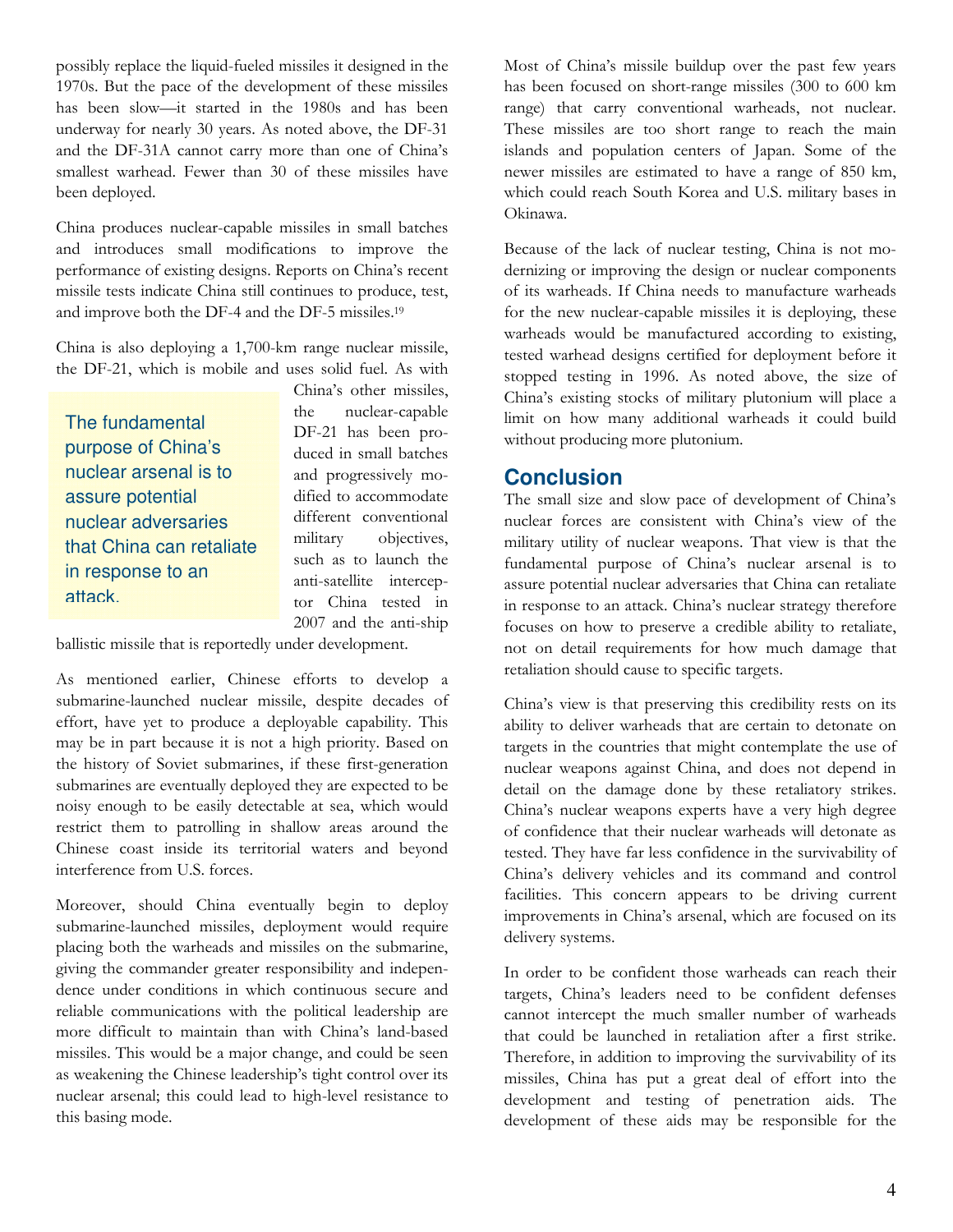possibly replace the liquid-fueled missiles it designed in the 1970s. But the pace of the development of these missiles has been slow—it started in the 1980s and has been underway for nearly 30 years. As noted above, the DF-31 and the DF-31A cannot carry more than one of China's smallest warhead. Fewer than 30 of these missiles have been deployed.

China produces nuclear-capable missiles in small batches and introduces small modifications to improve the performance of existing designs. Reports on China's recent missile tests indicate China still continues to produce, test, and improve both the DF-4 and the DF-5 missiles.[19]

China is also deploying a 1,700-km range nuclear missile, the DF-21, which is mobile and uses solid fuel. As with China's other missiles, the nuclear-capable DF-21 has been produced in small batches and progressively modified to accommodate different conventional military objectives, such as to launch the anti-satellite interceptor China tested in 2007 and the anti-ship ballistic missile that is reportedly under development.

> The fundamental purpose of China's nuclear arsenal is to assure potential nuclear adversaries that China can retaliate in response to an attack.

As mentioned earlier, Chinese efforts to develop a submarine-launched nuclear missile, despite decades of effort, have yet to produce a deployable capability. This may be in part because it is not a high priority. Based on the history of Soviet submarines, if these first-generation submarines are eventually deployed they are expected to be noisy enough to be easily detectable at sea, which would restrict them to patrolling in shallow areas around the Chinese coast inside its territorial waters and beyond interference from U.S. forces.

Moreover, should China eventually begin to deploy submarine-launched missiles, deployment would require placing both the warheads and missiles on the submarine, giving the commander greater responsibility and independence under conditions in which continuous secure and reliable communications with the political leadership are more difficult to maintain than with China's land-based missiles. This would be a major change, and could be seen as weakening the Chinese leadership's tight control over its nuclear arsenal; this could lead to high-level resistance to this basing mode.

Most of China's missile buildup over the past few years has been focused on short-range missiles (300 to 600 km range) that carry conventional warheads, not nuclear. These missiles are too short range to reach the main islands and population centers of Japan. Some of the newer missiles are estimated to have a range of 850 km, which could reach South Korea and U.S. military bases in Okinawa.

Because of the lack of nuclear testing, China is not modernizing or improving the design or nuclear components of its warheads. If China needs to manufacture warheads for the new nuclear-capable missiles it is deploying, these warheads would be manufactured according to existing, tested warhead designs certified for deployment before it stopped testing in 1996. As noted above, the size of China's existing stocks of military plutonium will place a limit on how many additional warheads it could build without producing more plutonium.

## Conclusion

The small size and slow pace of development of China's nuclear forces are consistent with China's view of the military utility of nuclear weapons. That view is that the fundamental purpose of China's nuclear arsenal is to assure potential nuclear adversaries that China can retaliate in response to an attack. China's nuclear strategy therefore focuses on how to preserve a credible ability to retaliate, not on detail requirements for how much damage that retaliation should cause to specific targets.

China's view is that preserving this credibility rests on its ability to deliver warheads that are certain to detonate on targets in the countries that might contemplate the use of nuclear weapons against China, and does not depend in detail on the damage done by these retaliatory strikes. China's nuclear weapons experts have a very high degree of confidence that their nuclear warheads will detonate as tested. They have far less confidence in the survivability of China's delivery vehicles and its command and control facilities. This concern appears to be driving current improvements in China's arsenal, which are focused on its delivery systems.

In order to be confident those warheads can reach their targets, China's leaders need to be confident defenses cannot intercept the much smaller number of warheads that could be launched in retaliation after a first strike. Therefore, in addition to improving the survivability of its missiles, China has put a great deal of effort into the development and testing of penetration aids. The development of these aids may be responsible for the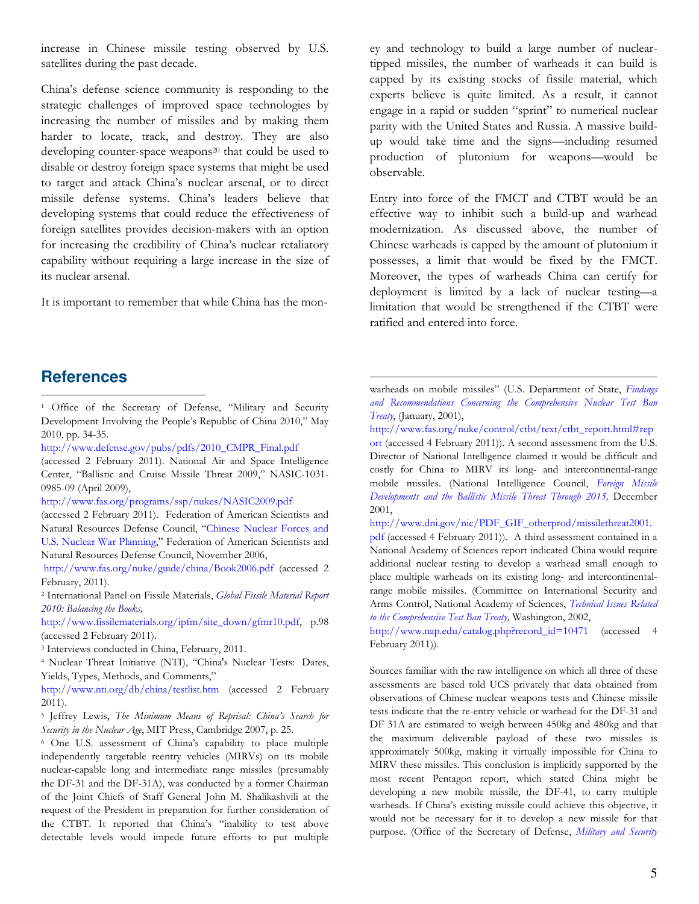increase in Chinese missile testing observed by U.S. satellites during the past decade.

China's defense science community is responding to the strategic challenges of improved space technologies by increasing the number of missiles and by making them harder to locate, track, and destroy. They are also developing counter-space weapons[20] that could be used to disable or destroy foreign space systems that might be used to target and attack China's nuclear arsenal, or to direct missile defense systems. China's leaders believe that developing systems that could reduce the effectiveness of foreign satellites provides decision-makers with an option for increasing the credibility of China's nuclear retaliatory capability without requiring a large increase in the size of its nuclear arsenal.

It is important to remember that while China has the money and technology to build a large number of nuclear-tipped missiles, the number of warheads it can build is capped by its existing stocks of fissile material, which experts believe is quite limited. As a result, it cannot engage in a rapid or sudden "sprint" to numerical nuclear parity with the United States and Russia. A massive build-up would take time and the signs—including resumed production of plutonium for weapons—would be observable.

Entry into force of the FMCT and CTBT would be an effective way to inhibit such a build-up and warhead modernization. As discussed above, the number of Chinese warheads is capped by the amount of plutonium it possesses, a limit that would be fixed by the FMCT. Moreover, the types of warheads China can certify for deployment is limited by a lack of nuclear testing—a limitation that would be strengthened if the CTBT were ratified and entered into force.

## References

1 Office of the Secretary of Defense, "Military and Security Development Involving the People's Republic of China 2010," May 2010, pp. 34-35.
http://www.defense.gov/pubs/pdfs/2010_CMPR_Final.pdf (accessed 2 February 2011). National Air and Space Intelligence Center, "Ballistic and Cruise Missile Threat 2009," NASIC-1031-0985-09 (April 2009),
http://www.fas.org/programs/ssp/nukes/NASIC2009.pdf (accessed 2 February 2011). Federation of American Scientists and Natural Resources Defense Council, "Chinese Nuclear Forces and U.S. Nuclear War Planning," Federation of American Scientists and Natural Resources Defense Council, November 2006,
http://www.fas.org/nuke/guide/china/Book2006.pdf (accessed 2 February, 2011).

2 International Panel on Fissile Materials, *Global Fissile Material Report 2010: Balancing the Books,*
http://www.fissilematerials.org/ipfm/site_down/gfmr10.pdf, p.98 (accessed 2 February 2011).

3 Interviews conducted in China, February, 2011.

4 Nuclear Threat Initiative (NTI), "China's Nuclear Tests: Dates, Yields, Types, Methods, and Comments,"
http://www.nti.org/db/china/testlist.htm (accessed 2 February 2011).

5 Jeffrey Lewis, *The Minimum Means of Reprisal: China's Search for Security in the Nuclear Age*, MIT Press, Cambridge 2007, p. 25.

6 One U.S. assessment of China's capability to place multiple independently targetable reentry vehicles (MIRVs) on its mobile nuclear-capable long and intermediate range missiles (presumably the DF-31 and the DF-31A), was conducted by a former Chairman of the Joint Chiefs of Staff General John M. Shalikashvili at the request of the President in preparation for further consideration of the CTBT. It reported that China's "inability to test above detectable levels would impede future efforts to put multiple warheads on mobile missiles" (U.S. Department of State, *Findings and Recommendations Concerning the Comprehensive Nuclear Test Ban Treaty*, (January, 2001),
http://www.fas.org/nuke/control/ctbt/text/ctbt_report.html#report (accessed 4 February 2011)). A second assessment from the U.S. Director of National Intelligence claimed it would be difficult and costly for China to MIRV its long- and intercontinental-range mobile missiles. (National Intelligence Council, *Foreign Missile Developments and the Ballistic Missile Threat Through 2015,* December 2001,
http://www.dni.gov/nic/PDF_GIF_otherprod/missilethreat2001.pdf (accessed 4 February 2011)). A third assessment contained in a National Academy of Sciences report indicated China would require additional nuclear testing to develop a warhead small enough to place multiple warheads on its existing long- and intercontinental-range mobile missiles. (Committee on International Security and Arms Control, National Academy of Sciences, *Technical Issues Related to the Comprehensive Test Ban Treaty,* Washington, 2002,
http://www.nap.edu/catalog.php?record_id=10471 (accessed 4 February 2011)).

Sources familiar with the raw intelligence on which all three of these assessments are based told UCS privately that data obtained from observations of Chinese nuclear weapons tests and Chinese missile tests indicate that the re-entry vehicle or warhead for the DF-31 and DF 31A are estimated to weigh between 450kg and 480kg and that the maximum deliverable payload of these two missiles is approximately 500kg, making it virtually impossible for China to MIRV these missiles. This conclusion is implicitly supported by the most recent Pentagon report, which stated China might be developing a new mobile missile, the DF-41, to carry multiple warheads. If China's existing missile could achieve this objective, it would not be necessary for it to develop a new missile for that purpose. (Office of the Secretary of Defense, *Military and Security*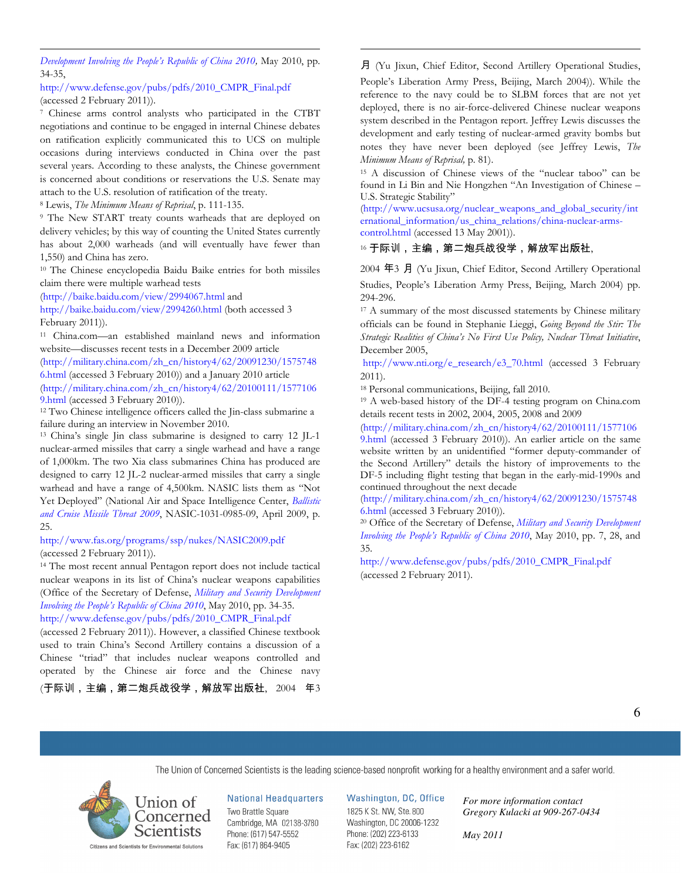*Development Involving the People's Republic of China 2010,* May 2010, pp. 34-35, http://www.defense.gov/pubs/pdfs/2010_CMPR_Final.pdf (accessed 2 February 2011)).

[7] Chinese arms control analysts who participated in the CTBT negotiations and continue to be engaged in internal Chinese debates on ratification explicitly communicated this to UCS on multiple occasions during interviews conducted in China over the past several years. According to these analysts, the Chinese government is concerned about conditions or reservations the U.S. Senate may attach to the U.S. resolution of ratification of the treaty.

[8] Lewis, *The Minimum Means of Reprisal*, p. 111-135.

[9] The New START treaty counts warheads that are deployed on delivery vehicles; by this way of counting the United States currently has about 2,000 warheads (and will eventually have fewer than 1,550) and China has zero.

[10] The Chinese encyclopedia Baidu Baike entries for both missiles claim there were multiple warhead tests (http://baike.baidu.com/view/2994067.html and http://baike.baidu.com/view/2994260.html (both accessed 3 February 2011)).

[11] China.com—an established mainland news and information website—discusses recent tests in a December 2009 article (http://military.china.com/zh_cn/history4/62/20091230/15757486.html (accessed 3 February 2010)) and a January 2010 article (http://military.china.com/zh_cn/history4/62/20100111/15771069.html (accessed 3 February 2010)).

[12] Two Chinese intelligence officers called the Jin-class submarine a failure during an interview in November 2010.

[13] China's single Jin class submarine is designed to carry 12 JL-1 nuclear-armed missiles that carry a single warhead and have a range of 1,000km. The two Xia class submarines China has produced are designed to carry 12 JL-2 nuclear-armed missiles that carry a single warhead and have a range of 4,500km. NASIC lists them as "Not Yet Deployed" (National Air and Space Intelligence Center, *Ballistic and Cruise Missile Threat 2009*, NASIC-1031-0985-09, April 2009, p. 25. http://www.fas.org/programs/ssp/nukes/NASIC2009.pdf (accessed 2 February 2011)).

[14] The most recent annual Pentagon report does not include tactical nuclear weapons in its list of China's nuclear weapons capabilities (Office of the Secretary of Defense, *Military and Security Development Involving the People's Republic of China 2010*, May 2010, pp. 34-35. http://www.defense.gov/pubs/pdfs/2010_CMPR_Final.pdf (accessed 2 February 2011)). However, a classified Chinese textbook used to train China's Second Artillery contains a discussion of a Chinese "triad" that includes nuclear weapons controlled and operated by the Chinese air force and the Chinese navy (于际训，主编，第二炮兵战役学，解放军出版社, 2004 年3 月 (Yu Jixun, Chief Editor, Second Artillery Operational Studies, People's Liberation Army Press, Beijing, March 2004)). While the reference to the navy could be to SLBM forces that are not yet deployed, there is no air-force-delivered Chinese nuclear weapons system described in the Pentagon report. Jeffrey Lewis discusses the development and early testing of nuclear-armed gravity bombs but notes they have never been deployed (see Jeffrey Lewis, *The Minimum Means of Reprisal,* p. 81).

[15] A discussion of Chinese views of the "nuclear taboo" can be found in Li Bin and Nie Hongzhen "An Investigation of Chinese – U.S. Strategic Stability" (http://www.ucsusa.org/nuclear_weapons_and_global_security/international_information/us_china_relations/china-nuclear-arms-control.html (accessed 13 May 2001)).

[16] 于际训，主编，第二炮兵战役学，解放军出版社, 2004 年3 月 (Yu Jixun, Chief Editor, Second Artillery Operational Studies, People's Liberation Army Press, Beijing, March 2004) pp. 294-296.

[17] A summary of the most discussed statements by Chinese military officials can be found in Stephanie Lieggi, *Going Beyond the Stir: The Strategic Realities of China's No First Use Policy, Nuclear Threat Initiative*, December 2005, http://www.nti.org/e_research/e3_70.html (accessed 3 February 2011).

[18] Personal communications, Beijing, fall 2010.

[19] A web-based history of the DF-4 testing program on China.com details recent tests in 2002, 2004, 2005, 2008 and 2009 (http://military.china.com/zh_cn/history4/62/20100111/15771069.html (accessed 3 February 2010)). An earlier article on the same website written by an unidentified "former deputy-commander of the Second Artillery" details the history of improvements to the DF-5 including flight testing that began in the early-mid-1990s and continued throughout the next decade (http://military.china.com/zh_cn/history4/62/20091230/15757486.html (accessed 3 February 2010)).

[20] Office of the Secretary of Defense, *Military and Security Development Involving the People's Republic of China 2010*, May 2010, pp. 7, 28, and 35. http://www.defense.gov/pubs/pdfs/2010_CMPR_Final.pdf (accessed 2 February 2011).

The Union of Concerned Scientists is the leading science-based nonprofit working for a healthy environment and a safer world.

Union of Concerned Scientists
Citizens and Scientists for Environmental Solutions

**National Headquarters**
Two Brattle Square
Cambridge, MA 02138-3780
Phone: (617) 547-5552
Fax: (617) 864-9405

**Washington, DC, Office**
1825 K St. NW, Ste. 800
Washington, DC 20006-1232
Phone: (202) 223-6133
Fax: (202) 223-6162

*For more information contact Gregory Kulacki at 909-267-0434*

*May 2011*